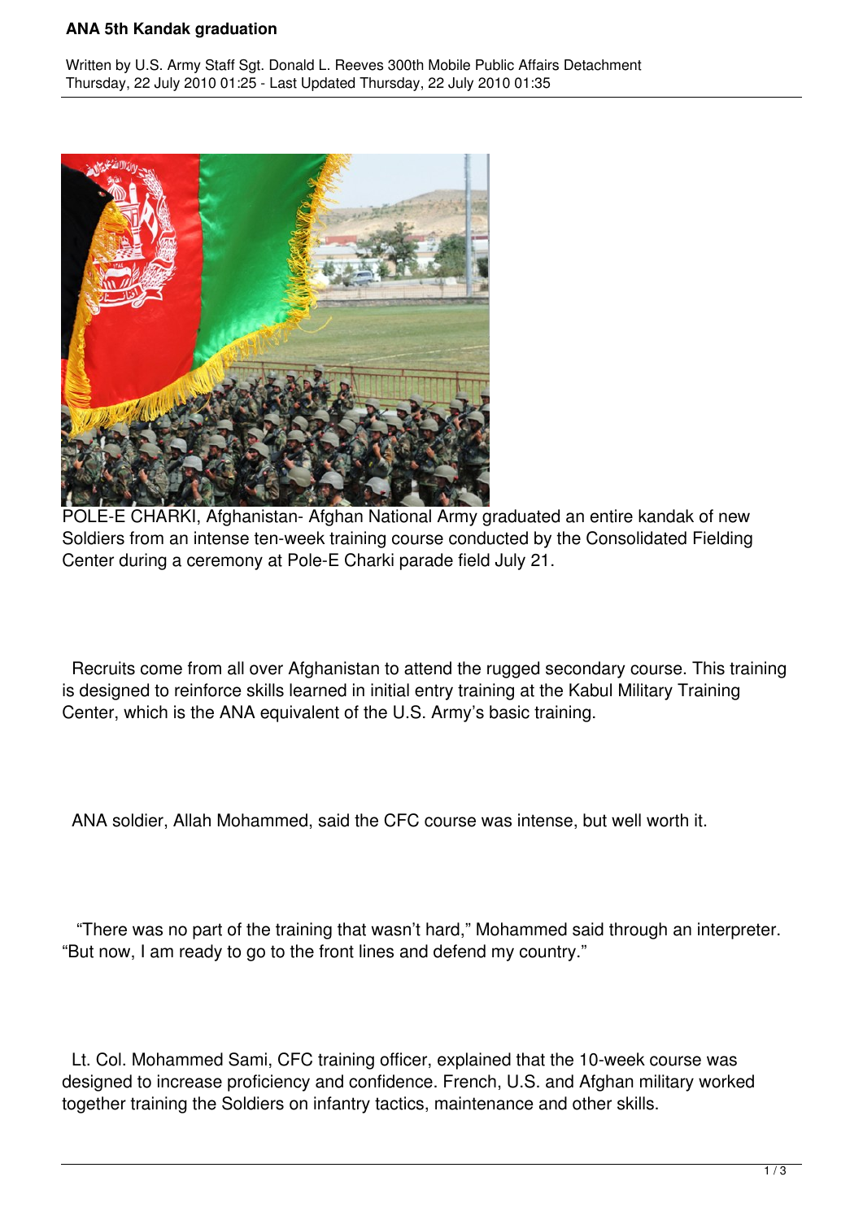# ANA 5th Kandak graduation

Written by U.S. Army Staff Sgt. Donald L. Reeves 300th Mobile Public Affairs Detachment
Thursday, 22 July 2010 01:25 - Last Updated Thursday, 22 July 2010 01:35

POLE-E CHARKI, Afghanistan- Afghan National Army graduated an entire kandak of new Soldiers from an intense ten-week training course conducted by the Consolidated Fielding Center during a ceremony at Pole-E Charki parade field July 21.

Recruits come from all over Afghanistan to attend the rugged secondary course. This training is designed to reinforce skills learned in initial entry training at the Kabul Military Training Center, which is the ANA equivalent of the U.S. Army's basic training.

ANA soldier, Allah Mohammed, said the CFC course was intense, but well worth it.

"There was no part of the training that wasn't hard," Mohammed said through an interpreter. "But now, I am ready to go to the front lines and defend my country."

Lt. Col. Mohammed Sami, CFC training officer, explained that the 10-week course was designed to increase proficiency and confidence. French, U.S. and Afghan military worked together training the Soldiers on infantry tactics, maintenance and other skills.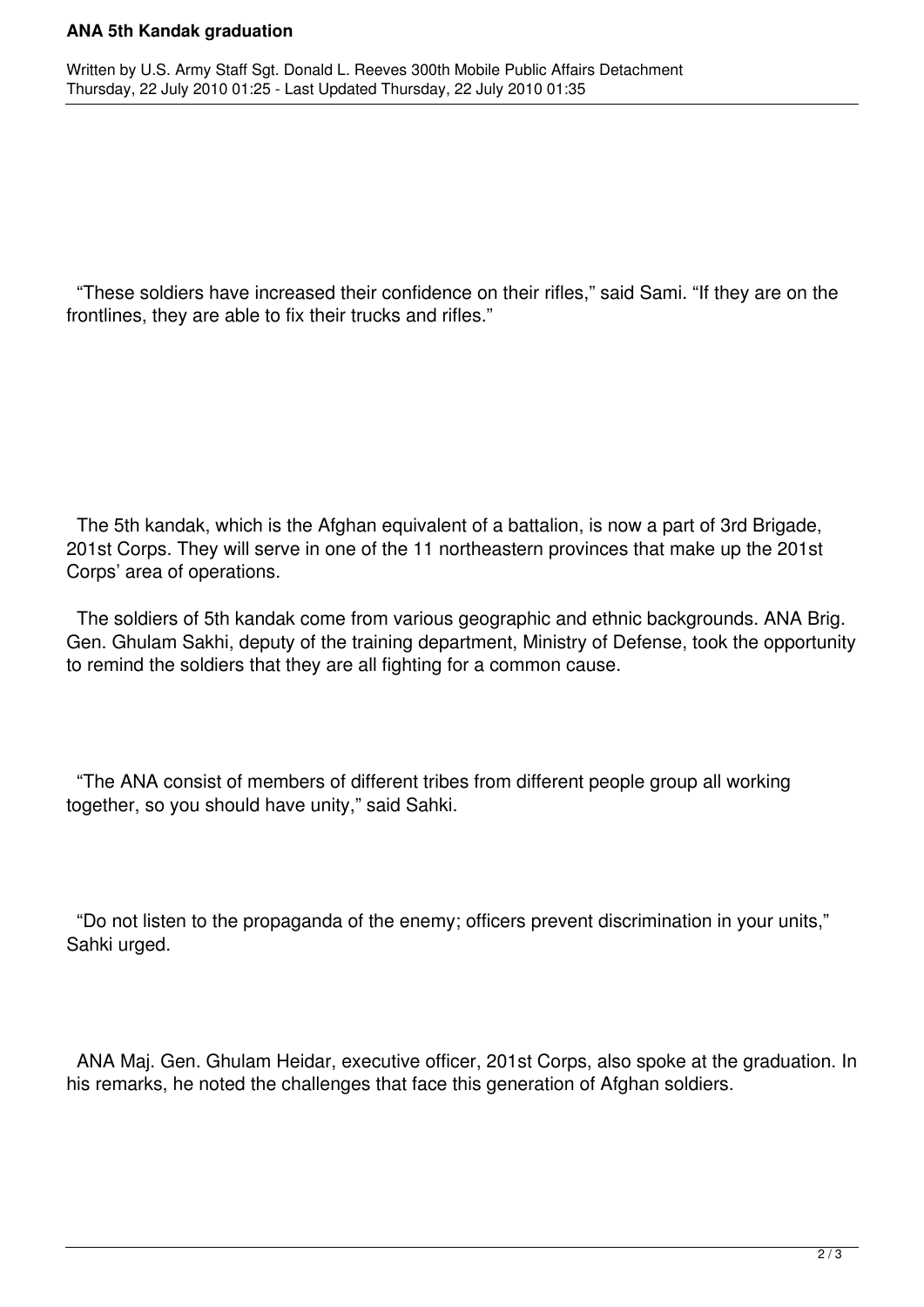"These soldiers have increased their confidence on their rifles," said Sami. "If they are on the frontlines, they are able to fix their trucks and rifles."

The 5th kandak, which is the Afghan equivalent of a battalion, is now a part of 3rd Brigade, 201st Corps. They will serve in one of the 11 northeastern provinces that make up the 201st Corps' area of operations.

The soldiers of 5th kandak come from various geographic and ethnic backgrounds. ANA Brig. Gen. Ghulam Sakhi, deputy of the training department, Ministry of Defense, took the opportunity to remind the soldiers that they are all fighting for a common cause.

"The ANA consist of members of different tribes from different people group all working together, so you should have unity," said Sahki.

"Do not listen to the propaganda of the enemy; officers prevent discrimination in your units," Sahki urged.

ANA Maj. Gen. Ghulam Heidar, executive officer, 201st Corps, also spoke at the graduation. In his remarks, he noted the challenges that face this generation of Afghan soldiers.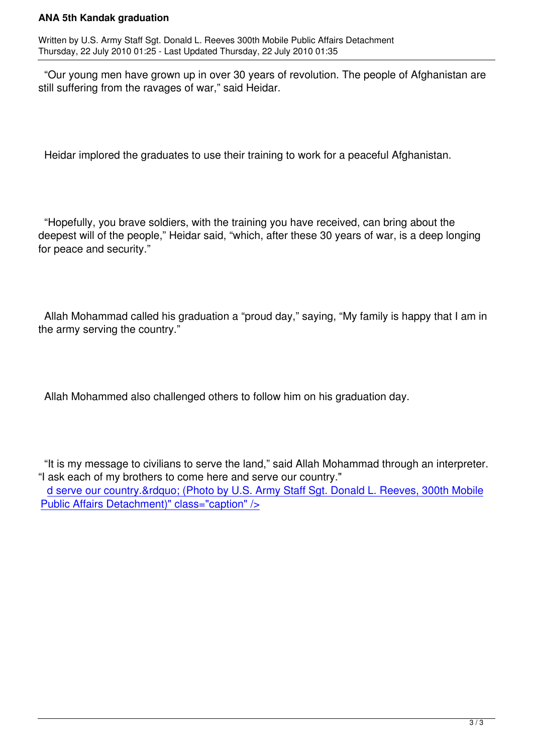“Our young men have grown up in over 30 years of revolution. The people of Afghanistan are still suffering from the ravages of war,” said Heidar.

Heidar implored the graduates to use their training to work for a peaceful Afghanistan.

“Hopefully, you brave soldiers, with the training you have received, can bring about the deepest will of the people,” Heidar said, “which, after these 30 years of war, is a deep longing for peace and security.”

Allah Mohammad called his graduation a “proud day,” saying, “My family is happy that I am in the army serving the country.”

Allah Mohammed also challenged others to follow him on his graduation day.

“It is my message to civilians to serve the land,” said Allah Mohammad through an interpreter. “I ask each of my brothers to come here and serve our country."
d serve our country.&rdquo; (Photo by U.S. Army Staff Sgt. Donald L. Reeves, 300th Mobile Public Affairs Detachment)" class="caption" />